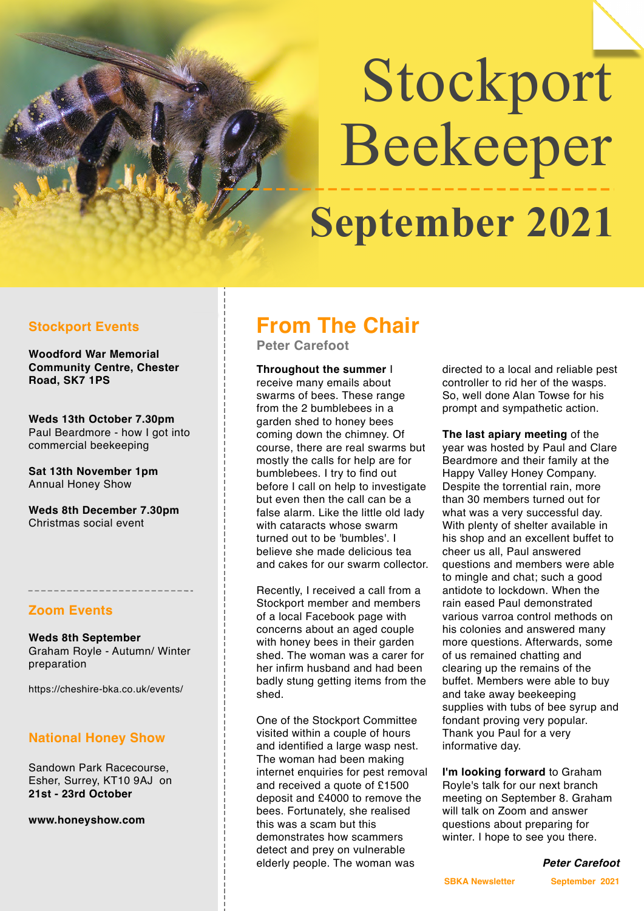# Stockport Beekeeper

## September 2021

### Stockport Events

**Woodford War Memorial Community Centre, Chester Road, SK7 1PS**

**Weds 13th October 7.30pm**
Paul Beardmore - how I got into commercial beekeeping

**Sat 13th November 1pm**
Annual Honey Show

**Weds 8th December 7.30pm**
Christmas social event

### Zoom Events

**Weds 8th September**
Graham Royle - Autumn/ Winter preparation

https://cheshire-bka.co.uk/events/

### National Honey Show

Sandown Park Racecourse, Esher, Surrey, KT10 9AJ on **21st - 23rd October**

**www.honeyshow.com**

## From The Chair

**Peter Carefoot**

**Throughout the summer** I receive many emails about swarms of bees. These range from the 2 bumblebees in a garden shed to honey bees coming down the chimney. Of course, there are real swarms but mostly the calls for help are for bumblebees. I try to find out before I call on help to investigate but even then the call can be a false alarm. Like the little old lady with cataracts whose swarm turned out to be 'bumbles'. I believe she made delicious tea and cakes for our swarm collector.

Recently, I received a call from a Stockport member and members of a local Facebook page with concerns about an aged couple with honey bees in their garden shed. The woman was a carer for her infirm husband and had been badly stung getting items from the shed.

One of the Stockport Committee visited within a couple of hours and identified a large wasp nest. The woman had been making internet enquiries for pest removal and received a quote of £1500 deposit and £4000 to remove the bees. Fortunately, she realised this was a scam but this demonstrates how scammers detect and prey on vulnerable elderly people. The woman was directed to a local and reliable pest controller to rid her of the wasps. So, well done Alan Towse for his prompt and sympathetic action.

**The last apiary meeting** of the year was hosted by Paul and Clare Beardmore and their family at the Happy Valley Honey Company. Despite the torrential rain, more than 30 members turned out for what was a very successful day. With plenty of shelter available in his shop and an excellent buffet to cheer us all, Paul answered questions and members were able to mingle and chat; such a good antidote to lockdown. When the rain eased Paul demonstrated various varroa control methods on his colonies and answered many more questions. Afterwards, some of us remained chatting and clearing up the remains of the buffet. Members were able to buy and take away beekeeping supplies with tubs of bee syrup and fondant proving very popular. Thank you Paul for a very informative day.

**I'm looking forward** to Graham Royle's talk for our next branch meeting on September 8. Graham will talk on Zoom and answer questions about preparing for winter. I hope to see you there.

***Peter Carefoot***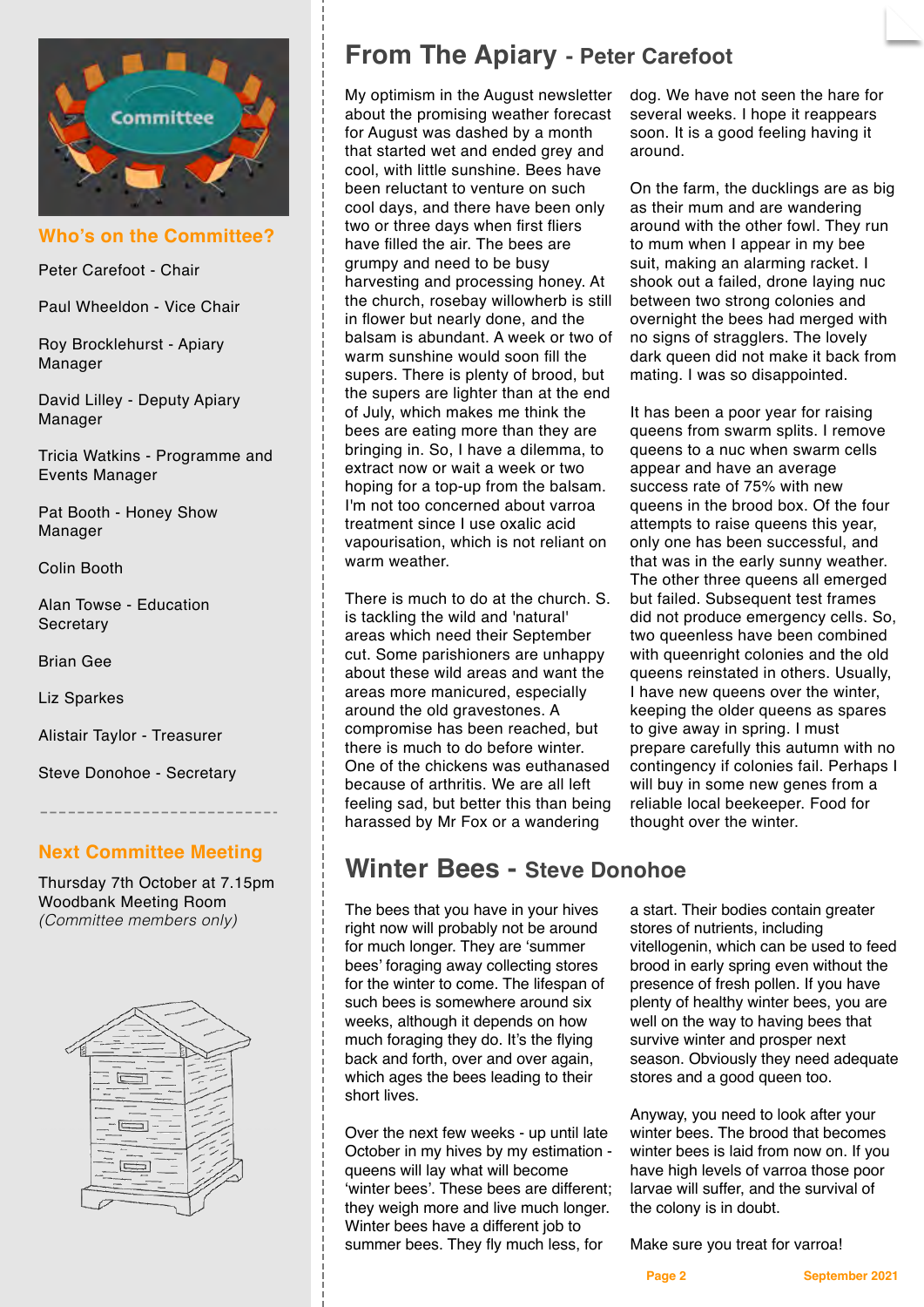## Who's on the Committee?

Peter Carefoot - Chair

Paul Wheeldon - Vice Chair

Roy Brocklehurst - Apiary Manager

David Lilley - Deputy Apiary Manager

Tricia Watkins - Programme and Events Manager

Pat Booth - Honey Show Manager

Colin Booth

Alan Towse - Education Secretary

Brian Gee

Liz Sparkes

Alistair Taylor - Treasurer

Steve Donohoe - Secretary

## Next Committee Meeting

Thursday 7th October at 7.15pm
Woodbank Meeting Room
*(Committee members only)*

# From The Apiary - Peter Carefoot

My optimism in the August newsletter about the promising weather forecast for August was dashed by a month that started wet and ended grey and cool, with little sunshine. Bees have been reluctant to venture on such cool days, and there have been only two or three days when first fliers have filled the air. The bees are grumpy and need to be busy harvesting and processing honey. At the church, rosebay willowherb is still in flower but nearly done, and the balsam is abundant. A week or two of warm sunshine would soon fill the supers. There is plenty of brood, but the supers are lighter than at the end of July, which makes me think the bees are eating more than they are bringing in. So, I have a dilemma, to extract now or wait a week or two hoping for a top-up from the balsam. I'm not too concerned about varroa treatment since I use oxalic acid vapourisation, which is not reliant on warm weather.

There is much to do at the church. S. is tackling the wild and 'natural' areas which need their September cut. Some parishioners are unhappy about these wild areas and want the areas more manicured, especially around the old gravestones. A compromise has been reached, but there is much to do before winter. One of the chickens was euthanased because of arthritis. We are all left feeling sad, but better this than being harassed by Mr Fox or a wandering dog. We have not seen the hare for several weeks. I hope it reappears soon. It is a good feeling having it around.

On the farm, the ducklings are as big as their mum and are wandering around with the other fowl. They run to mum when I appear in my bee suit, making an alarming racket. I shook out a failed, drone laying nuc between two strong colonies and overnight the bees had merged with no signs of stragglers. The lovely dark queen did not make it back from mating. I was so disappointed.

It has been a poor year for raising queens from swarm splits. I remove queens to a nuc when swarm cells appear and have an average success rate of 75% with new queens in the brood box. Of the four attempts to raise queens this year, only one has been successful, and that was in the early sunny weather. The other three queens all emerged but failed. Subsequent test frames did not produce emergency cells. So, two queenless have been combined with queenright colonies and the old queens reinstated in others. Usually, I have new queens over the winter, keeping the older queens as spares to give away in spring. I must prepare carefully this autumn with no contingency if colonies fail. Perhaps I will buy in some new genes from a reliable local beekeeper. Food for thought over the winter.

# Winter Bees - Steve Donohoe

The bees that you have in your hives right now will probably not be around for much longer. They are 'summer bees' foraging away collecting stores for the winter to come. The lifespan of such bees is somewhere around six weeks, although it depends on how much foraging they do. It's the flying back and forth, over and over again, which ages the bees leading to their short lives.

Over the next few weeks - up until late October in my hives by my estimation - queens will lay what will become 'winter bees'. These bees are different; they weigh more and live much longer. Winter bees have a different job to summer bees. They fly much less, for a start. Their bodies contain greater stores of nutrients, including vitellogenin, which can be used to feed brood in early spring even without the presence of fresh pollen. If you have plenty of healthy winter bees, you are well on the way to having bees that survive winter and prosper next season. Obviously they need adequate stores and a good queen too.

Anyway, you need to look after your winter bees. The brood that becomes winter bees is laid from now on. If you have high levels of varroa those poor larvae will suffer, and the survival of the colony is in doubt.

Make sure you treat for varroa!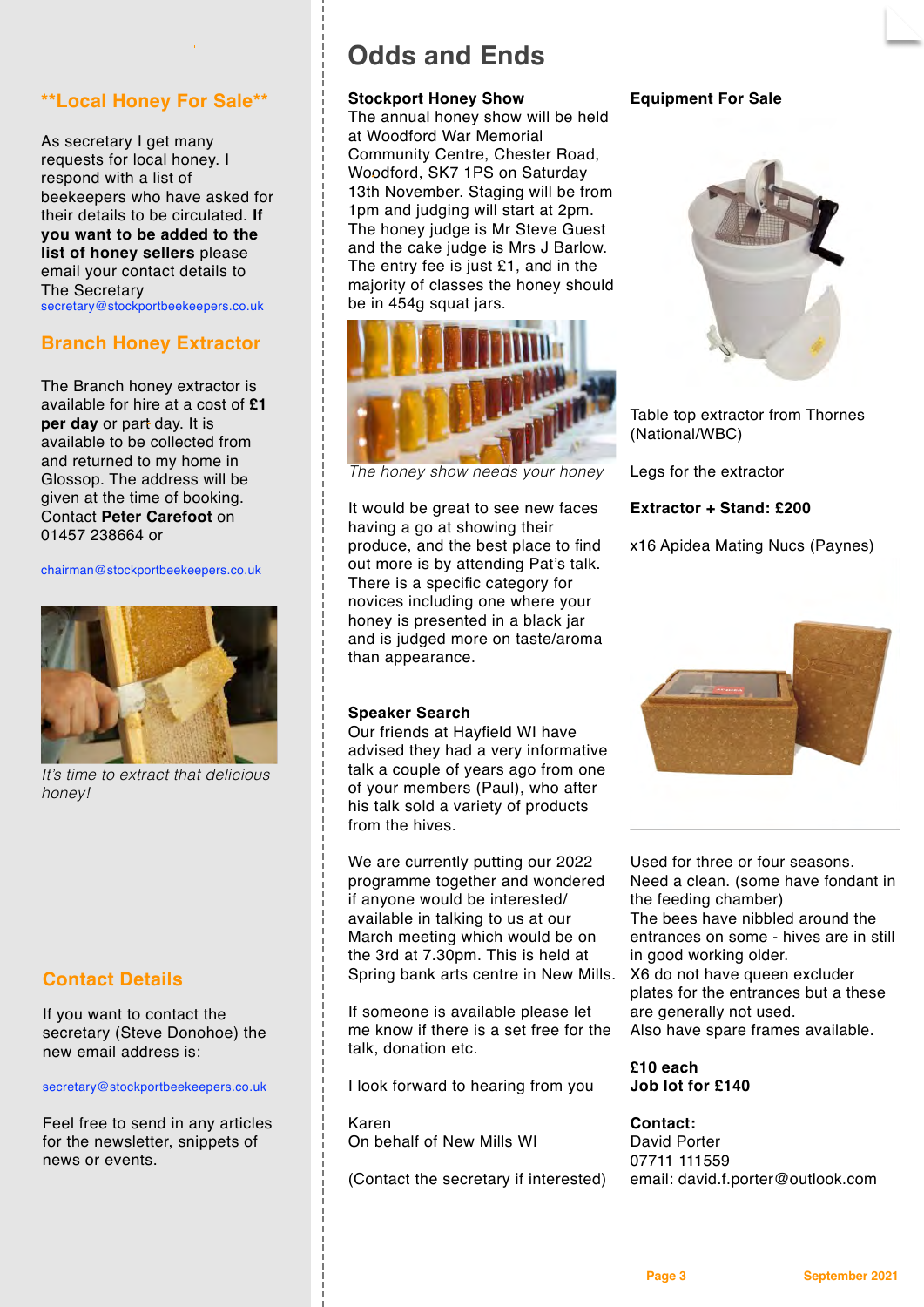## **Local Honey For Sale**

As secretary I get many requests for local honey. I respond with a list of beekeepers who have asked for their details to be circulated. **If you want to be added to the list of honey sellers** please email your contact details to The Secretary
secretary@stockportbeekeepers.co.uk

## Branch Honey Extractor

The Branch honey extractor is available for hire at a cost of **£1 per day** or part day. It is available to be collected from and returned to my home in Glossop. The address will be given at the time of booking. Contact **Peter Carefoot** on 01457 238664 or

chairman@stockportbeekeepers.co.uk

*It's time to extract that delicious honey!*

## Contact Details

If you want to contact the secretary (Steve Donohoe) the new email address is:

secretary@stockportbeekeepers.co.uk

Feel free to send in any articles for the newsletter, snippets of news or events.

# Odds and Ends

**Stockport Honey Show**
The annual honey show will be held at Woodford War Memorial Community Centre, Chester Road, Woodford, SK7 1PS on Saturday 13th November. Staging will be from 1pm and judging will start at 2pm. The honey judge is Mr Steve Guest and the cake judge is Mrs J Barlow. The entry fee is just £1, and in the majority of classes the honey should be in 454g squat jars.

*The honey show needs your honey*

It would be great to see new faces having a go at showing their produce, and the best place to find out more is by attending Pat's talk. There is a specific category for novices including one where your honey is presented in a black jar and is judged more on taste/aroma than appearance.

**Speaker Search**
Our friends at Hayfield WI have advised they had a very informative talk a couple of years ago from one of your members (Paul), who after his talk sold a variety of products from the hives.

We are currently putting our 2022 programme together and wondered if anyone would be interested/ available in talking to us at our March meeting which would be on the 3rd at 7.30pm. This is held at Spring bank arts centre in New Mills.

If someone is available please let me know if there is a set free for the talk, donation etc.

I look forward to hearing from you

Karen
On behalf of New Mills WI

(Contact the secretary if interested)

**Equipment For Sale**

Table top extractor from Thornes (National/WBC)

Legs for the extractor

**Extractor + Stand: £200**

x16 Apidea Mating Nucs (Paynes)

Used for three or four seasons. Need a clean. (some have fondant in the feeding chamber)
The bees have nibbled around the entrances on some - hives are in still in good working older.
X6 do not have queen excluder plates for the entrances but a these are generally not used.
Also have spare frames available.

**£10 each**
**Job lot for £140**

**Contact:**
David Porter
07711 111559
email: david.f.porter@outlook.com